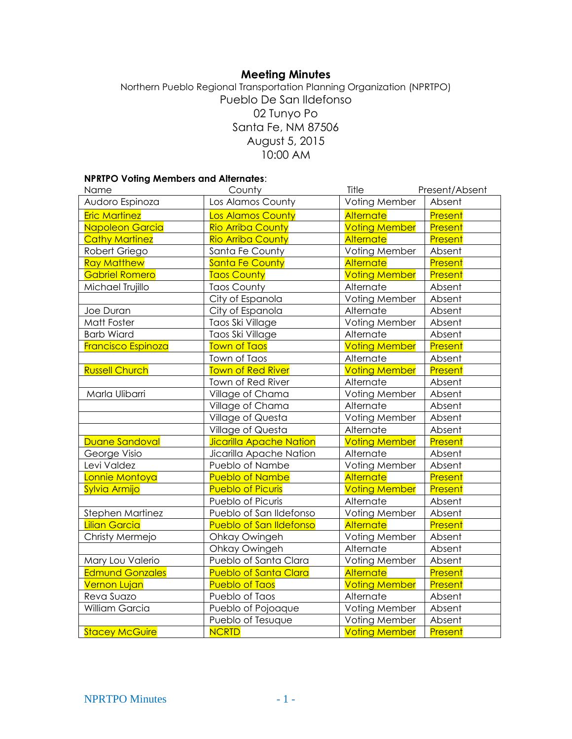# Meeting Minutes

Northern Pueblo Regional Transportation Planning Organization (NPRTPO)
Pueblo De San Ildefonso
02 Tunyo Po
Santa Fe, NM 87506
August 5, 2015
10:00 AM

**NPRTPO Voting Members and Alternates**:

| Name | County | Title | Present/Absent |
|---|---|---|---|
| Audoro Espinoza | Los Alamos County | Voting Member | Absent |
| Eric Martinez | Los Alamos County | Alternate | Present |
| Napoleon Garcia | Rio Arriba County | Voting Member | Present |
| Cathy Martinez | Rio Arriba County | Alternate | Present |
| Robert Griego | Santa Fe County | Voting Member | Absent |
| Ray Matthew | Santa Fe County | Alternate | Present |
| Gabriel Romero | Taos County | Voting Member | Present |
| Michael Trujillo | Taos County | Alternate | Absent |
| | City of Espanola | Voting Member | Absent |
| Joe Duran | City of Espanola | Alternate | Absent |
| Matt Foster | Taos Ski Village | Voting Member | Absent |
| Barb Wiard | Taos Ski Village | Alternate | Absent |
| Francisco Espinoza | Town of Taos | Voting Member | Present |
| | Town of Taos | Alternate | Absent |
| Russell Church | Town of Red River | Voting Member | Present |
| | Town of Red River | Alternate | Absent |
| Marla Ulibarri | Village of Chama | Voting Member | Absent |
| | Village of Chama | Alternate | Absent |
| | Village of Questa | Voting Member | Absent |
| | Village of Questa | Alternate | Absent |
| Duane Sandoval | Jicarilla Apache Nation | Voting Member | Present |
| George Visio | Jicarilla Apache Nation | Alternate | Absent |
| Levi Valdez | Pueblo of Nambe | Voting Member | Absent |
| Lonnie Montoya | Pueblo of Nambe | Alternate | Present |
| Sylvia Armijo | Pueblo of Picuris | Voting Member | Present |
| | Pueblo of Picuris | Alternate | Absent |
| Stephen Martinez | Pueblo of San Ildefonso | Voting Member | Absent |
| Lilian Garcia | Pueblo of San Ildefonso | Alternate | Present |
| Christy Mermejo | Ohkay Owingeh | Voting Member | Absent |
| | Ohkay Owingeh | Alternate | Absent |
| Mary Lou Valerio | Pueblo of Santa Clara | Voting Member | Absent |
| Edmund Gonzales | Pueblo of Santa Clara | Alternate | Present |
| Vernon Lujan | Pueblo of Taos | Voting Member | Present |
| Reva Suazo | Pueblo of Taos | Alternate | Absent |
| William Garcia | Pueblo of Pojoaque | Voting Member | Absent |
| | Pueblo of Tesuque | Voting Member | Absent |
| Stacey McGuire | NCRTD | Voting Member | Present |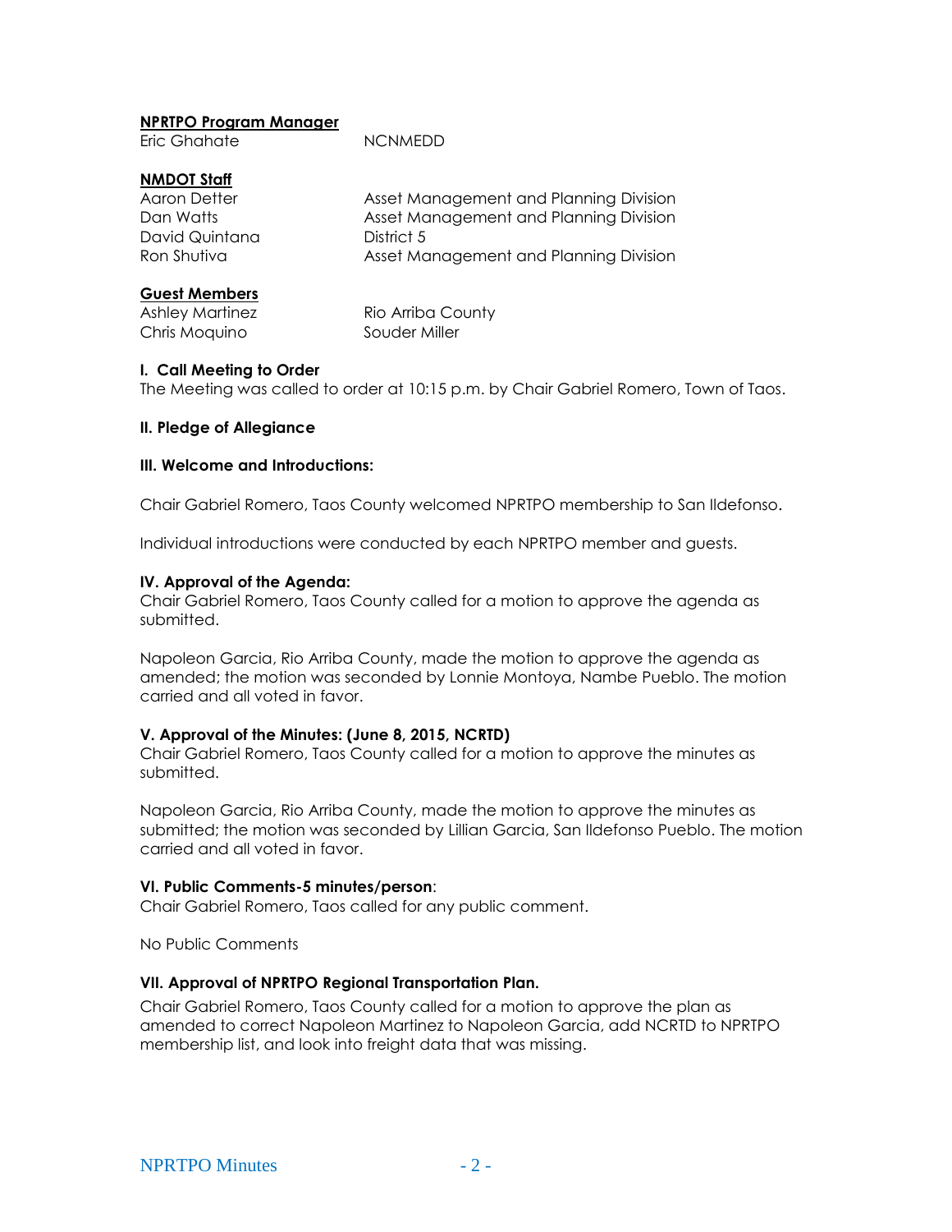**NPRTPO Program Manager**

| | |
|---|---|
| Eric Ghahate | NCNMEDD |

**NMDOT Staff**

| | |
|---|---|
| Aaron Detter | Asset Management and Planning Division |
| Dan Watts | Asset Management and Planning Division |
| David Quintana | District 5 |
| Ron Shutiva | Asset Management and Planning Division |

**Guest Members**

| | |
|---|---|
| Ashley Martinez | Rio Arriba County |
| Chris Moquino | Souder Miller |

**I. Call Meeting to Order**

The Meeting was called to order at 10:15 p.m. by Chair Gabriel Romero, Town of Taos.

**II. Pledge of Allegiance**

**III. Welcome and Introductions:**

Chair Gabriel Romero, Taos County welcomed NPRTPO membership to San Ildefonso.

Individual introductions were conducted by each NPRTPO member and guests.

**IV. Approval of the Agenda:**

Chair Gabriel Romero, Taos County called for a motion to approve the agenda as submitted.

Napoleon Garcia, Rio Arriba County, made the motion to approve the agenda as amended; the motion was seconded by Lonnie Montoya, Nambe Pueblo. The motion carried and all voted in favor.

**V. Approval of the Minutes: (June 8, 2015, NCRTD)**

Chair Gabriel Romero, Taos County called for a motion to approve the minutes as submitted.

Napoleon Garcia, Rio Arriba County, made the motion to approve the minutes as submitted; the motion was seconded by Lillian Garcia, San Ildefonso Pueblo. The motion carried and all voted in favor.

**VI. Public Comments-5 minutes/person**:

Chair Gabriel Romero, Taos called for any public comment.

No Public Comments

**VII. Approval of NPRTPO Regional Transportation Plan.**

Chair Gabriel Romero, Taos County called for a motion to approve the plan as amended to correct Napoleon Martinez to Napoleon Garcia, add NCRTD to NPRTPO membership list, and look into freight data that was missing.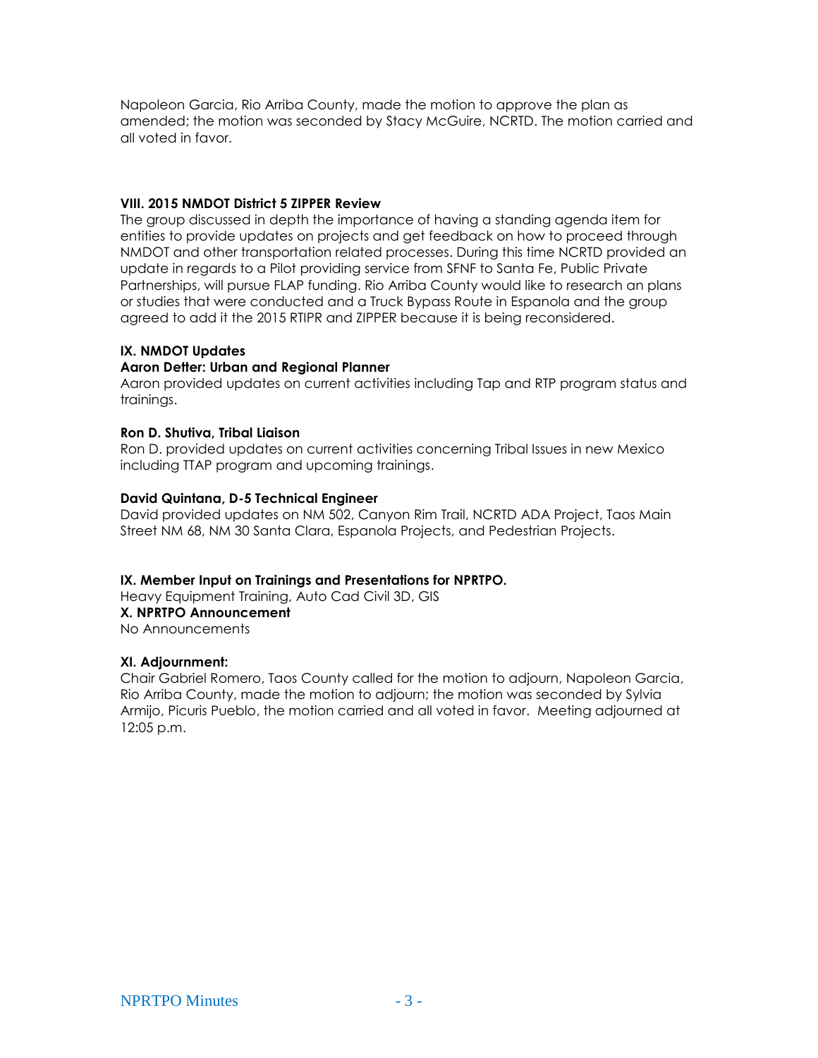Napoleon Garcia, Rio Arriba County, made the motion to approve the plan as amended; the motion was seconded by Stacy McGuire, NCRTD. The motion carried and all voted in favor.

**VIII. 2015 NMDOT District 5 ZIPPER Review**

The group discussed in depth the importance of having a standing agenda item for entities to provide updates on projects and get feedback on how to proceed through NMDOT and other transportation related processes. During this time NCRTD provided an update in regards to a Pilot providing service from SFNF to Santa Fe, Public Private Partnerships, will pursue FLAP funding. Rio Arriba County would like to research an plans or studies that were conducted and a Truck Bypass Route in Espanola and the group agreed to add it the 2015 RTIPR and ZIPPER because it is being reconsidered.

**IX. NMDOT Updates**

**Aaron Detter: Urban and Regional Planner**

Aaron provided updates on current activities including Tap and RTP program status and trainings.

**Ron D. Shutiva, Tribal Liaison**

Ron D. provided updates on current activities concerning Tribal Issues in new Mexico including TTAP program and upcoming trainings.

**David Quintana, D-5 Technical Engineer**

David provided updates on NM 502, Canyon Rim Trail, NCRTD ADA Project, Taos Main Street NM 68, NM 30 Santa Clara, Espanola Projects, and Pedestrian Projects.

**IX. Member Input on Trainings and Presentations for NPRTPO.**

Heavy Equipment Training, Auto Cad Civil 3D, GIS

**X. NPRTPO Announcement**

No Announcements

**XI. Adjournment:**

Chair Gabriel Romero, Taos County called for the motion to adjourn, Napoleon Garcia, Rio Arriba County, made the motion to adjourn; the motion was seconded by Sylvia Armijo, Picuris Pueblo, the motion carried and all voted in favor. Meeting adjourned at 12:05 p.m.